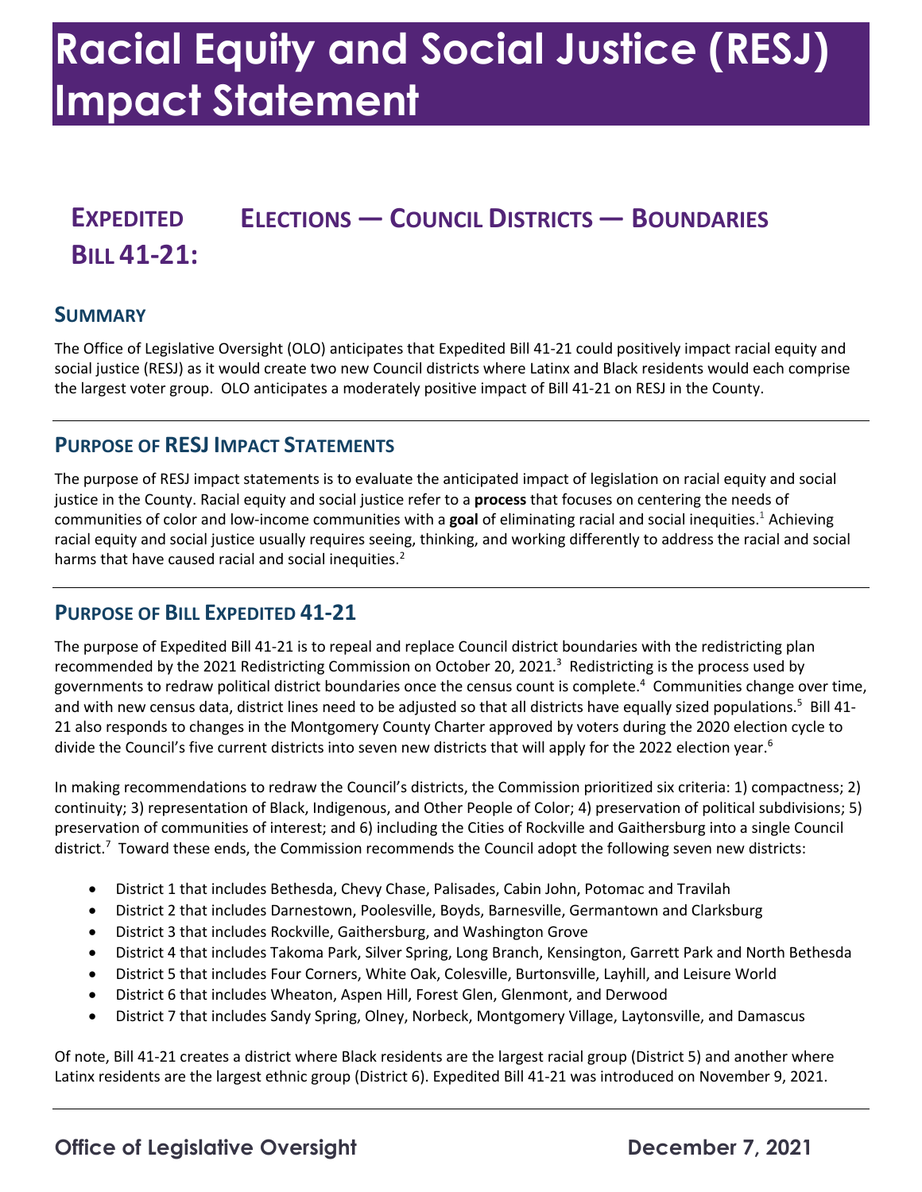# Racial Equity and Social Justice (RESJ) Impact Statement

## Expedited Bill 41-21: Elections — Council Districts — Boundaries

### Summary

The Office of Legislative Oversight (OLO) anticipates that Expedited Bill 41-21 could positively impact racial equity and social justice (RESJ) as it would create two new Council districts where Latinx and Black residents would each comprise the largest voter group. OLO anticipates a moderately positive impact of Bill 41-21 on RESJ in the County.

### Purpose of RESJ Impact Statements

The purpose of RESJ impact statements is to evaluate the anticipated impact of legislation on racial equity and social justice in the County. Racial equity and social justice refer to a **process** that focuses on centering the needs of communities of color and low-income communities with a **goal** of eliminating racial and social inequities.[1] Achieving racial equity and social justice usually requires seeing, thinking, and working differently to address the racial and social harms that have caused racial and social inequities.[2]

### Purpose of Bill Expedited 41-21

The purpose of Expedited Bill 41-21 is to repeal and replace Council district boundaries with the redistricting plan recommended by the 2021 Redistricting Commission on October 20, 2021.[3] Redistricting is the process used by governments to redraw political district boundaries once the census count is complete.[4] Communities change over time, and with new census data, district lines need to be adjusted so that all districts have equally sized populations.[5] Bill 41-21 also responds to changes in the Montgomery County Charter approved by voters during the 2020 election cycle to divide the Council's five current districts into seven new districts that will apply for the 2022 election year.[6]

In making recommendations to redraw the Council's districts, the Commission prioritized six criteria: 1) compactness; 2) continuity; 3) representation of Black, Indigenous, and Other People of Color; 4) preservation of political subdivisions; 5) preservation of communities of interest; and 6) including the Cities of Rockville and Gaithersburg into a single Council district.[7] Toward these ends, the Commission recommends the Council adopt the following seven new districts:

- District 1 that includes Bethesda, Chevy Chase, Palisades, Cabin John, Potomac and Travilah
- District 2 that includes Darnestown, Poolesville, Boyds, Barnesville, Germantown and Clarksburg
- District 3 that includes Rockville, Gaithersburg, and Washington Grove
- District 4 that includes Takoma Park, Silver Spring, Long Branch, Kensington, Garrett Park and North Bethesda
- District 5 that includes Four Corners, White Oak, Colesville, Burtonsville, Layhill, and Leisure World
- District 6 that includes Wheaton, Aspen Hill, Forest Glen, Glenmont, and Derwood
- District 7 that includes Sandy Spring, Olney, Norbeck, Montgomery Village, Laytonsville, and Damascus

Of note, Bill 41-21 creates a district where Black residents are the largest racial group (District 5) and another where Latinx residents are the largest ethnic group (District 6). Expedited Bill 41-21 was introduced on November 9, 2021.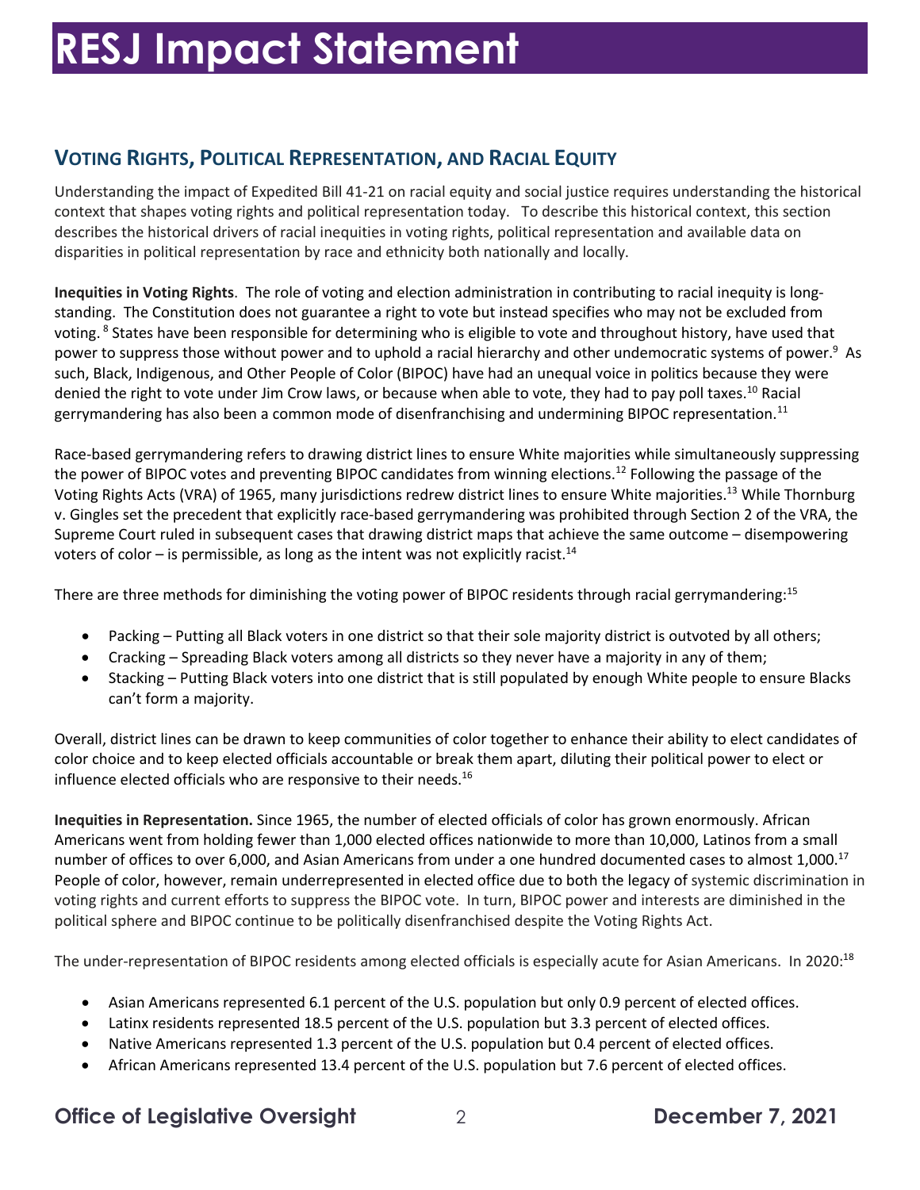# RESJ Impact Statement

## Voting Rights, Political Representation, and Racial Equity

Understanding the impact of Expedited Bill 41-21 on racial equity and social justice requires understanding the historical context that shapes voting rights and political representation today. To describe this historical context, this section describes the historical drivers of racial inequities in voting rights, political representation and available data on disparities in political representation by race and ethnicity both nationally and locally.

**Inequities in Voting Rights**. The role of voting and election administration in contributing to racial inequity is long-standing. The Constitution does not guarantee a right to vote but instead specifies who may not be excluded from voting. [8] States have been responsible for determining who is eligible to vote and throughout history, have used that power to suppress those without power and to uphold a racial hierarchy and other undemocratic systems of power.[9] As such, Black, Indigenous, and Other People of Color (BIPOC) have had an unequal voice in politics because they were denied the right to vote under Jim Crow laws, or because when able to vote, they had to pay poll taxes.[10] Racial gerrymandering has also been a common mode of disenfranchising and undermining BIPOC representation.[11]

Race-based gerrymandering refers to drawing district lines to ensure White majorities while simultaneously suppressing the power of BIPOC votes and preventing BIPOC candidates from winning elections.[12] Following the passage of the Voting Rights Acts (VRA) of 1965, many jurisdictions redrew district lines to ensure White majorities.[13] While Thornburg v. Gingles set the precedent that explicitly race-based gerrymandering was prohibited through Section 2 of the VRA, the Supreme Court ruled in subsequent cases that drawing district maps that achieve the same outcome – disempowering voters of color – is permissible, as long as the intent was not explicitly racist.[14]

There are three methods for diminishing the voting power of BIPOC residents through racial gerrymandering:[15]

- Packing – Putting all Black voters in one district so that their sole majority district is outvoted by all others;
- Cracking – Spreading Black voters among all districts so they never have a majority in any of them;
- Stacking – Putting Black voters into one district that is still populated by enough White people to ensure Blacks can't form a majority.

Overall, district lines can be drawn to keep communities of color together to enhance their ability to elect candidates of color choice and to keep elected officials accountable or break them apart, diluting their political power to elect or influence elected officials who are responsive to their needs.[16]

**Inequities in Representation.** Since 1965, the number of elected officials of color has grown enormously. African Americans went from holding fewer than 1,000 elected offices nationwide to more than 10,000, Latinos from a small number of offices to over 6,000, and Asian Americans from under a one hundred documented cases to almost 1,000.[17] People of color, however, remain underrepresented in elected office due to both the legacy of systemic discrimination in voting rights and current efforts to suppress the BIPOC vote. In turn, BIPOC power and interests are diminished in the political sphere and BIPOC continue to be politically disenfranchised despite the Voting Rights Act.

The under-representation of BIPOC residents among elected officials is especially acute for Asian Americans. In 2020:[18]

- Asian Americans represented 6.1 percent of the U.S. population but only 0.9 percent of elected offices.
- Latinx residents represented 18.5 percent of the U.S. population but 3.3 percent of elected offices.
- Native Americans represented 1.3 percent of the U.S. population but 0.4 percent of elected offices.
- African Americans represented 13.4 percent of the U.S. population but 7.6 percent of elected offices.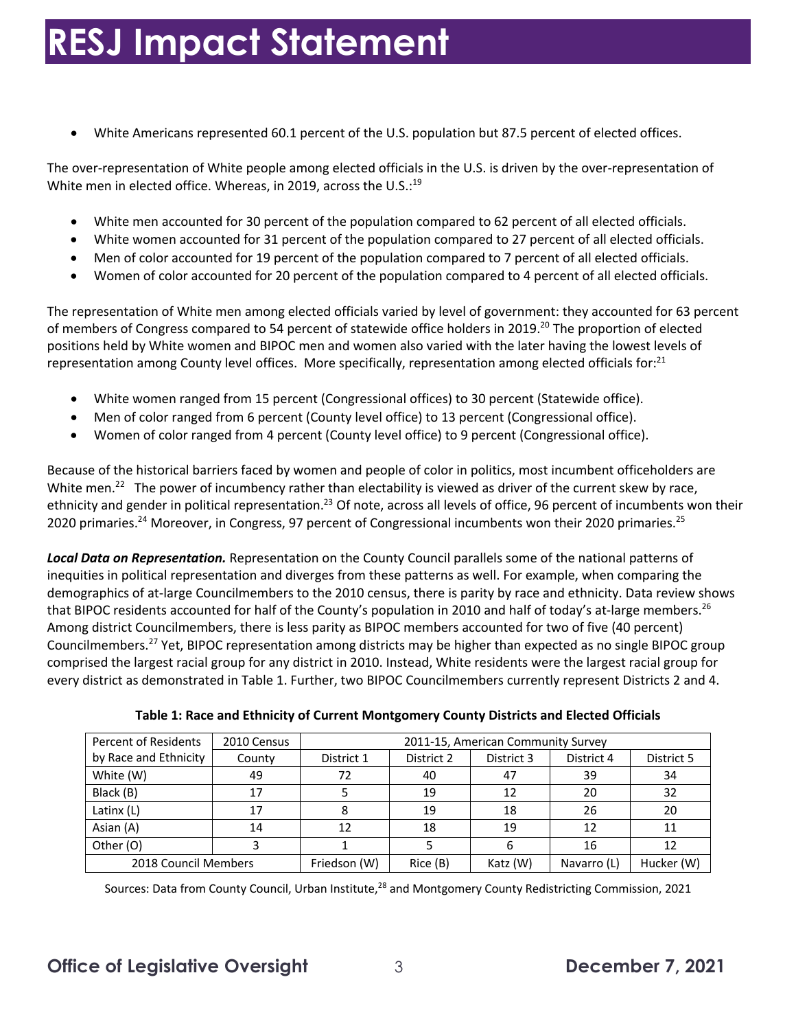- White Americans represented 60.1 percent of the U.S. population but 87.5 percent of elected offices.

The over-representation of White people among elected officials in the U.S. is driven by the over-representation of White men in elected office. Whereas, in 2019, across the U.S.:[19]

- White men accounted for 30 percent of the population compared to 62 percent of all elected officials.
- White women accounted for 31 percent of the population compared to 27 percent of all elected officials.
- Men of color accounted for 19 percent of the population compared to 7 percent of all elected officials.
- Women of color accounted for 20 percent of the population compared to 4 percent of all elected officials.

The representation of White men among elected officials varied by level of government: they accounted for 63 percent of members of Congress compared to 54 percent of statewide office holders in 2019.[20] The proportion of elected positions held by White women and BIPOC men and women also varied with the later having the lowest levels of representation among County level offices. More specifically, representation among elected officials for:[21]

- White women ranged from 15 percent (Congressional offices) to 30 percent (Statewide office).
- Men of color ranged from 6 percent (County level office) to 13 percent (Congressional office).
- Women of color ranged from 4 percent (County level office) to 9 percent (Congressional office).

Because of the historical barriers faced by women and people of color in politics, most incumbent officeholders are White men.[22] The power of incumbency rather than electability is viewed as driver of the current skew by race, ethnicity and gender in political representation.[23] Of note, across all levels of office, 96 percent of incumbents won their 2020 primaries.[24] Moreover, in Congress, 97 percent of Congressional incumbents won their 2020 primaries.[25]

***Local Data on Representation.*** Representation on the County Council parallels some of the national patterns of inequities in political representation and diverges from these patterns as well. For example, when comparing the demographics of at-large Councilmembers to the 2010 census, there is parity by race and ethnicity. Data review shows that BIPOC residents accounted for half of the County's population in 2010 and half of today's at-large members.[26] Among district Councilmembers, there is less parity as BIPOC members accounted for two of five (40 percent) Councilmembers.[27] Yet, BIPOC representation among districts may be higher than expected as no single BIPOC group comprised the largest racial group for any district in 2010. Instead, White residents were the largest racial group for every district as demonstrated in Table 1. Further, two BIPOC Councilmembers currently represent Districts 2 and 4.

**Table 1: Race and Ethnicity of Current Montgomery County Districts and Elected Officials**

| Percent of Residents | 2010 Census | 2011-15, American Community Survey | | | | |
|---|---|---|---|---|---|---|
| by Race and Ethnicity | County | District 1 | District 2 | District 3 | District 4 | District 5 |
| White (W) | 49 | 72 | 40 | 47 | 39 | 34 |
| Black (B) | 17 | 5 | 19 | 12 | 20 | 32 |
| Latinx (L) | 17 | 8 | 19 | 18 | 26 | 20 |
| Asian (A) | 14 | 12 | 18 | 19 | 12 | 11 |
| Other (O) | 3 | 1 | 5 | 6 | 16 | 12 |
| 2018 Council Members | | Friedson (W) | Rice (B) | Katz (W) | Navarro (L) | Hucker (W) |

Sources: Data from County Council, Urban Institute,[28] and Montgomery County Redistricting Commission, 2021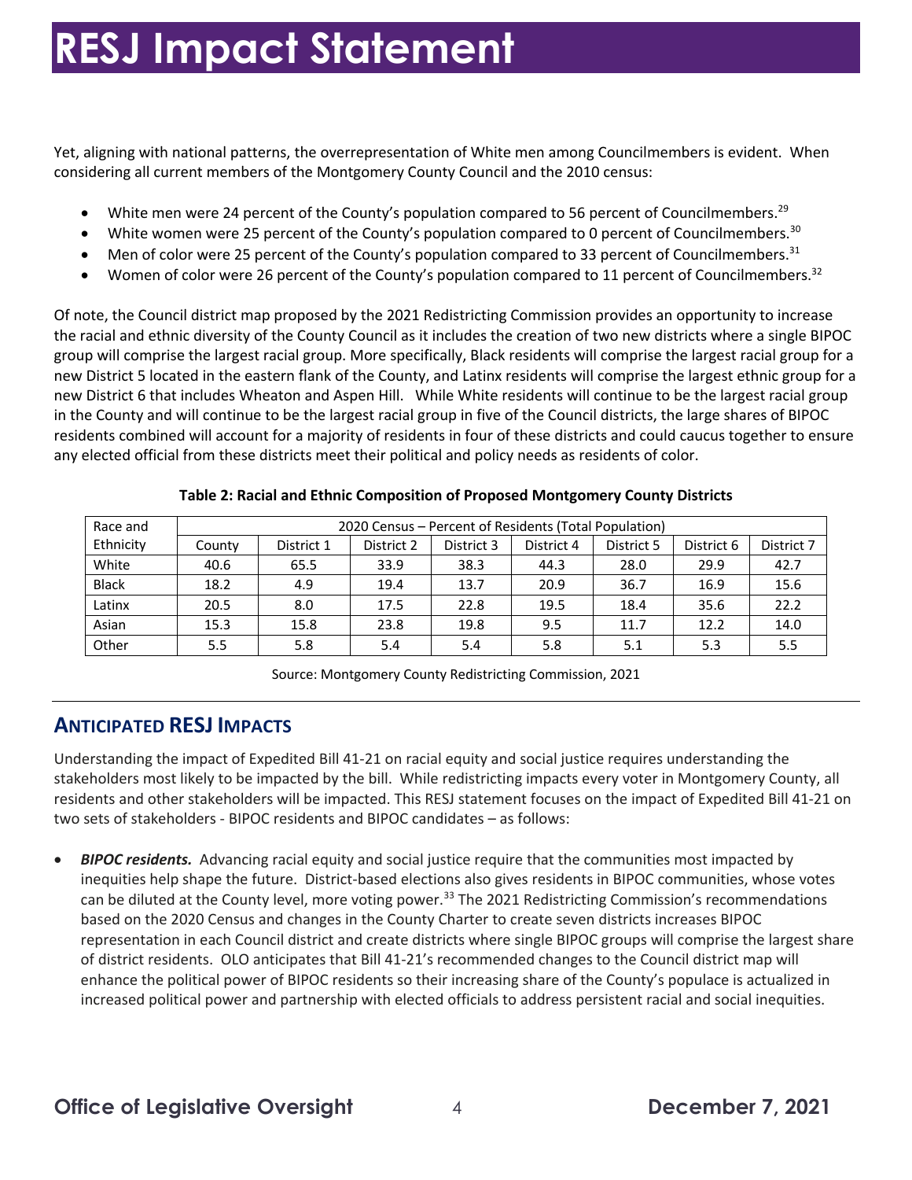Yet, aligning with national patterns, the overrepresentation of White men among Councilmembers is evident. When considering all current members of the Montgomery County Council and the 2010 census:

- White men were 24 percent of the County's population compared to 56 percent of Councilmembers.[29]
- White women were 25 percent of the County's population compared to 0 percent of Councilmembers.[30]
- Men of color were 25 percent of the County's population compared to 33 percent of Councilmembers.[31]
- Women of color were 26 percent of the County's population compared to 11 percent of Councilmembers.[32]

Of note, the Council district map proposed by the 2021 Redistricting Commission provides an opportunity to increase the racial and ethnic diversity of the County Council as it includes the creation of two new districts where a single BIPOC group will comprise the largest racial group. More specifically, Black residents will comprise the largest racial group for a new District 5 located in the eastern flank of the County, and Latinx residents will comprise the largest ethnic group for a new District 6 that includes Wheaton and Aspen Hill. While White residents will continue to be the largest racial group in the County and will continue to be the largest racial group in five of the Council districts, the large shares of BIPOC residents combined will account for a majority of residents in four of these districts and could caucus together to ensure any elected official from these districts meet their political and policy needs as residents of color.

**Table 2: Racial and Ethnic Composition of Proposed Montgomery County Districts**

| Race and Ethnicity | 2020 Census – Percent of Residents (Total Population) | | | | | | | |
|---|---|---|---|---|---|---|---|---|
| | County | District 1 | District 2 | District 3 | District 4 | District 5 | District 6 | District 7 |
| White | 40.6 | 65.5 | 33.9 | 38.3 | 44.3 | 28.0 | 29.9 | 42.7 |
| Black | 18.2 | 4.9 | 19.4 | 13.7 | 20.9 | 36.7 | 16.9 | 15.6 |
| Latinx | 20.5 | 8.0 | 17.5 | 22.8 | 19.5 | 18.4 | 35.6 | 22.2 |
| Asian | 15.3 | 15.8 | 23.8 | 19.8 | 9.5 | 11.7 | 12.2 | 14.0 |
| Other | 5.5 | 5.8 | 5.4 | 5.4 | 5.8 | 5.1 | 5.3 | 5.5 |

Source: Montgomery County Redistricting Commission, 2021

## Anticipated RESJ Impacts

Understanding the impact of Expedited Bill 41-21 on racial equity and social justice requires understanding the stakeholders most likely to be impacted by the bill. While redistricting impacts every voter in Montgomery County, all residents and other stakeholders will be impacted. This RESJ statement focuses on the impact of Expedited Bill 41-21 on two sets of stakeholders - BIPOC residents and BIPOC candidates – as follows:

- ***BIPOC residents.*** Advancing racial equity and social justice require that the communities most impacted by inequities help shape the future. District-based elections also gives residents in BIPOC communities, whose votes can be diluted at the County level, more voting power.[33] The 2021 Redistricting Commission's recommendations based on the 2020 Census and changes in the County Charter to create seven districts increases BIPOC representation in each Council district and create districts where single BIPOC groups will comprise the largest share of district residents. OLO anticipates that Bill 41-21's recommended changes to the Council district map will enhance the political power of BIPOC residents so their increasing share of the County's populace is actualized in increased political power and partnership with elected officials to address persistent racial and social inequities.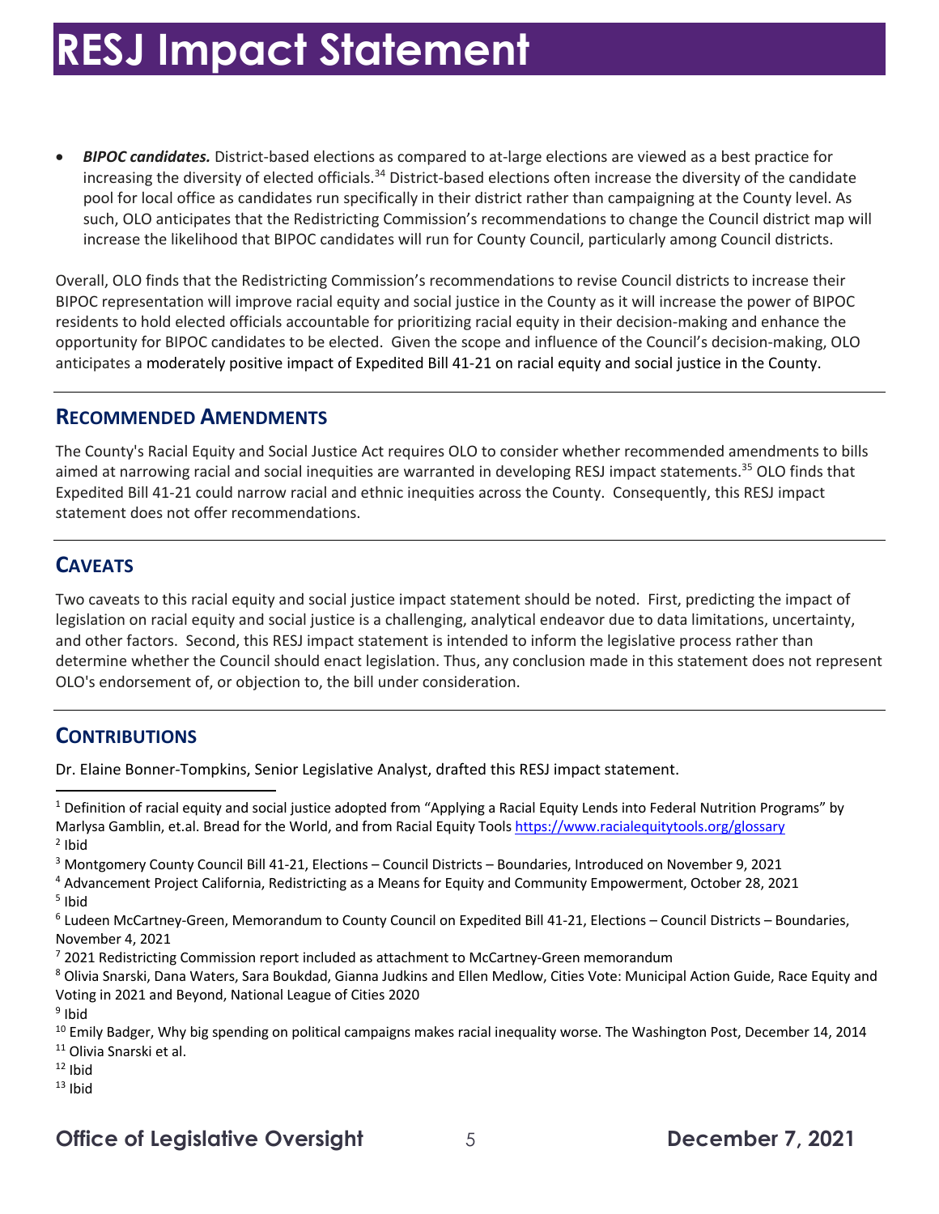- ***BIPOC candidates.*** District-based elections as compared to at-large elections are viewed as a best practice for increasing the diversity of elected officials.[34] District-based elections often increase the diversity of the candidate pool for local office as candidates run specifically in their district rather than campaigning at the County level. As such, OLO anticipates that the Redistricting Commission's recommendations to change the Council district map will increase the likelihood that BIPOC candidates will run for County Council, particularly among Council districts.

Overall, OLO finds that the Redistricting Commission's recommendations to revise Council districts to increase their BIPOC representation will improve racial equity and social justice in the County as it will increase the power of BIPOC residents to hold elected officials accountable for prioritizing racial equity in their decision-making and enhance the opportunity for BIPOC candidates to be elected. Given the scope and influence of the Council's decision-making, OLO anticipates a moderately positive impact of Expedited Bill 41-21 on racial equity and social justice in the County.

## RECOMMENDED AMENDMENTS

The County's Racial Equity and Social Justice Act requires OLO to consider whether recommended amendments to bills aimed at narrowing racial and social inequities are warranted in developing RESJ impact statements.[35] OLO finds that Expedited Bill 41-21 could narrow racial and ethnic inequities across the County. Consequently, this RESJ impact statement does not offer recommendations.

## CAVEATS

Two caveats to this racial equity and social justice impact statement should be noted. First, predicting the impact of legislation on racial equity and social justice is a challenging, analytical endeavor due to data limitations, uncertainty, and other factors. Second, this RESJ impact statement is intended to inform the legislative process rather than determine whether the Council should enact legislation. Thus, any conclusion made in this statement does not represent OLO's endorsement of, or objection to, the bill under consideration.

## CONTRIBUTIONS

Dr. Elaine Bonner-Tompkins, Senior Legislative Analyst, drafted this RESJ impact statement.

---

[1] Definition of racial equity and social justice adopted from "Applying a Racial Equity Lends into Federal Nutrition Programs" by Marlysa Gamblin, et.al. Bread for the World, and from Racial Equity Tools https://www.racialequitytools.org/glossary

[2] Ibid

[3] Montgomery County Council Bill 41-21, Elections – Council Districts – Boundaries, Introduced on November 9, 2021

[4] Advancement Project California, Redistricting as a Means for Equity and Community Empowerment, October 28, 2021

[5] Ibid

[6] Ludeen McCartney-Green, Memorandum to County Council on Expedited Bill 41-21, Elections – Council Districts – Boundaries, November 4, 2021

[7] 2021 Redistricting Commission report included as attachment to McCartney-Green memorandum

[8] Olivia Snarski, Dana Waters, Sara Boukdad, Gianna Judkins and Ellen Medlow, Cities Vote: Municipal Action Guide, Race Equity and Voting in 2021 and Beyond, National League of Cities 2020

[9] Ibid

[10] Emily Badger, Why big spending on political campaigns makes racial inequality worse. The Washington Post, December 14, 2014

[11] Olivia Snarski et al.

[12] Ibid

[13] Ibid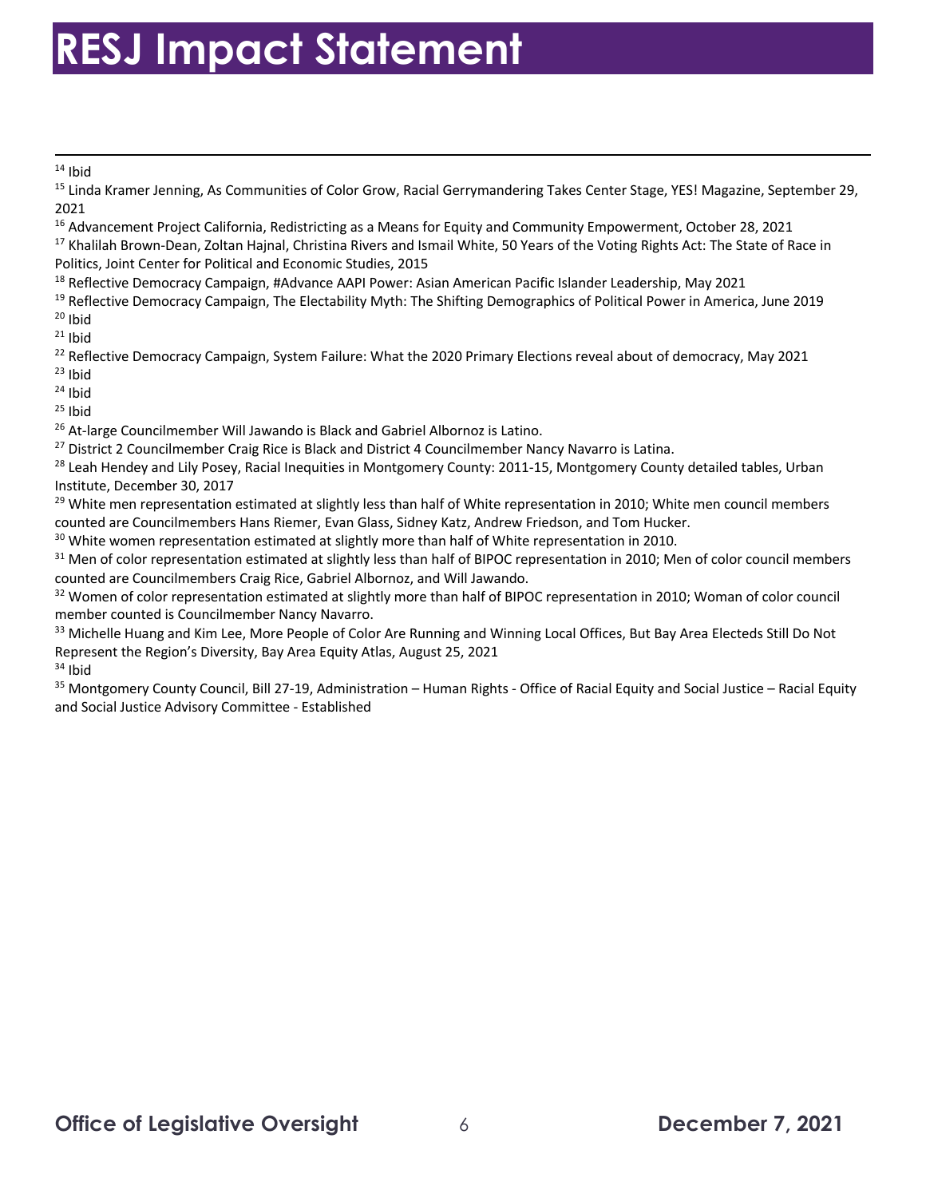[14] Ibid

[15] Linda Kramer Jenning, As Communities of Color Grow, Racial Gerrymandering Takes Center Stage, YES! Magazine, September 29, 2021

[16] Advancement Project California, Redistricting as a Means for Equity and Community Empowerment, October 28, 2021

[17] Khalilah Brown-Dean, Zoltan Hajnal, Christina Rivers and Ismail White, 50 Years of the Voting Rights Act: The State of Race in Politics, Joint Center for Political and Economic Studies, 2015

[18] Reflective Democracy Campaign, #Advance AAPI Power: Asian American Pacific Islander Leadership, May 2021

[19] Reflective Democracy Campaign, The Electability Myth: The Shifting Demographics of Political Power in America, June 2019

[20] Ibid

[21] Ibid

[22] Reflective Democracy Campaign, System Failure: What the 2020 Primary Elections reveal about of democracy, May 2021

[23] Ibid

[24] Ibid

[25] Ibid

[26] At-large Councilmember Will Jawando is Black and Gabriel Albornoz is Latino.

[27] District 2 Councilmember Craig Rice is Black and District 4 Councilmember Nancy Navarro is Latina.

[28] Leah Hendey and Lily Posey, Racial Inequities in Montgomery County: 2011-15, Montgomery County detailed tables, Urban Institute, December 30, 2017

[29] White men representation estimated at slightly less than half of White representation in 2010; White men council members counted are Councilmembers Hans Riemer, Evan Glass, Sidney Katz, Andrew Friedson, and Tom Hucker.

[30] White women representation estimated at slightly more than half of White representation in 2010.

[31] Men of color representation estimated at slightly less than half of BIPOC representation in 2010; Men of color council members counted are Councilmembers Craig Rice, Gabriel Albornoz, and Will Jawando.

[32] Women of color representation estimated at slightly more than half of BIPOC representation in 2010; Woman of color council member counted is Councilmember Nancy Navarro.

[33] Michelle Huang and Kim Lee, More People of Color Are Running and Winning Local Offices, But Bay Area Electeds Still Do Not Represent the Region's Diversity, Bay Area Equity Atlas, August 25, 2021

[34] Ibid

[35] Montgomery County Council, Bill 27-19, Administration – Human Rights - Office of Racial Equity and Social Justice – Racial Equity and Social Justice Advisory Committee - Established